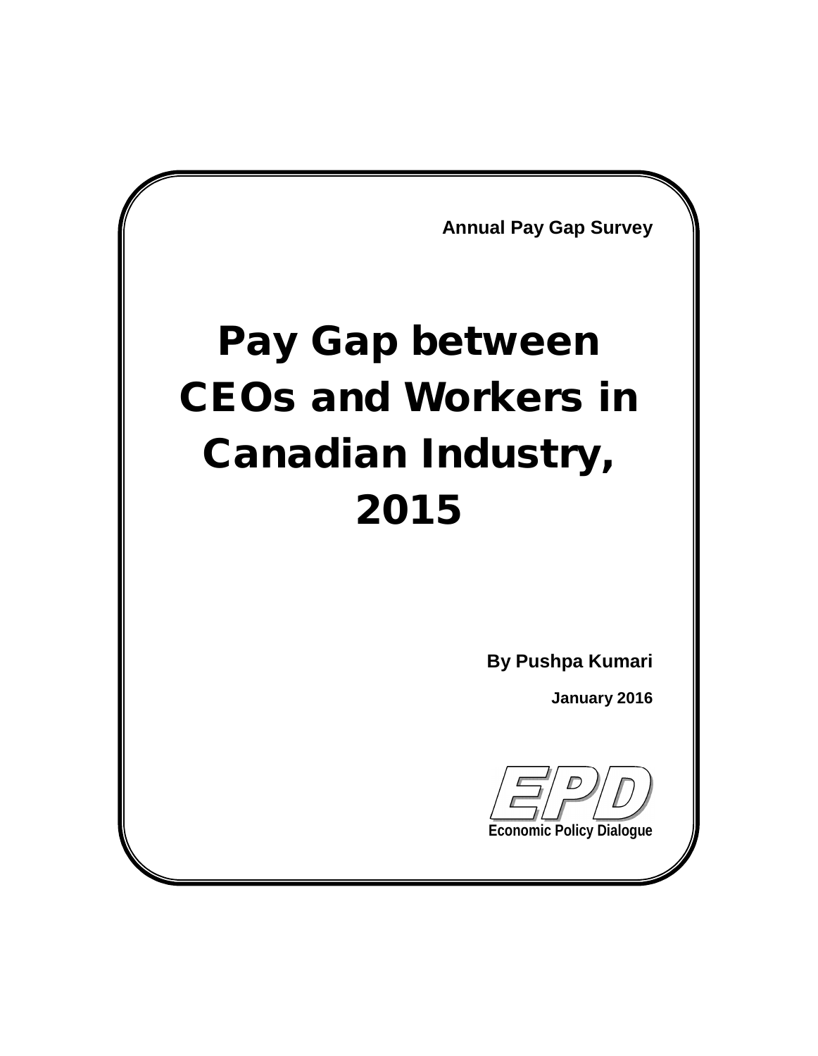Annual Pay Gap Survey

# Pay Gap between CEOs and Workers in Canadian Industry, 2015

**By Pushpa Kumari**

**January 2016**

**EPD**

**Economic Policy Dialogue**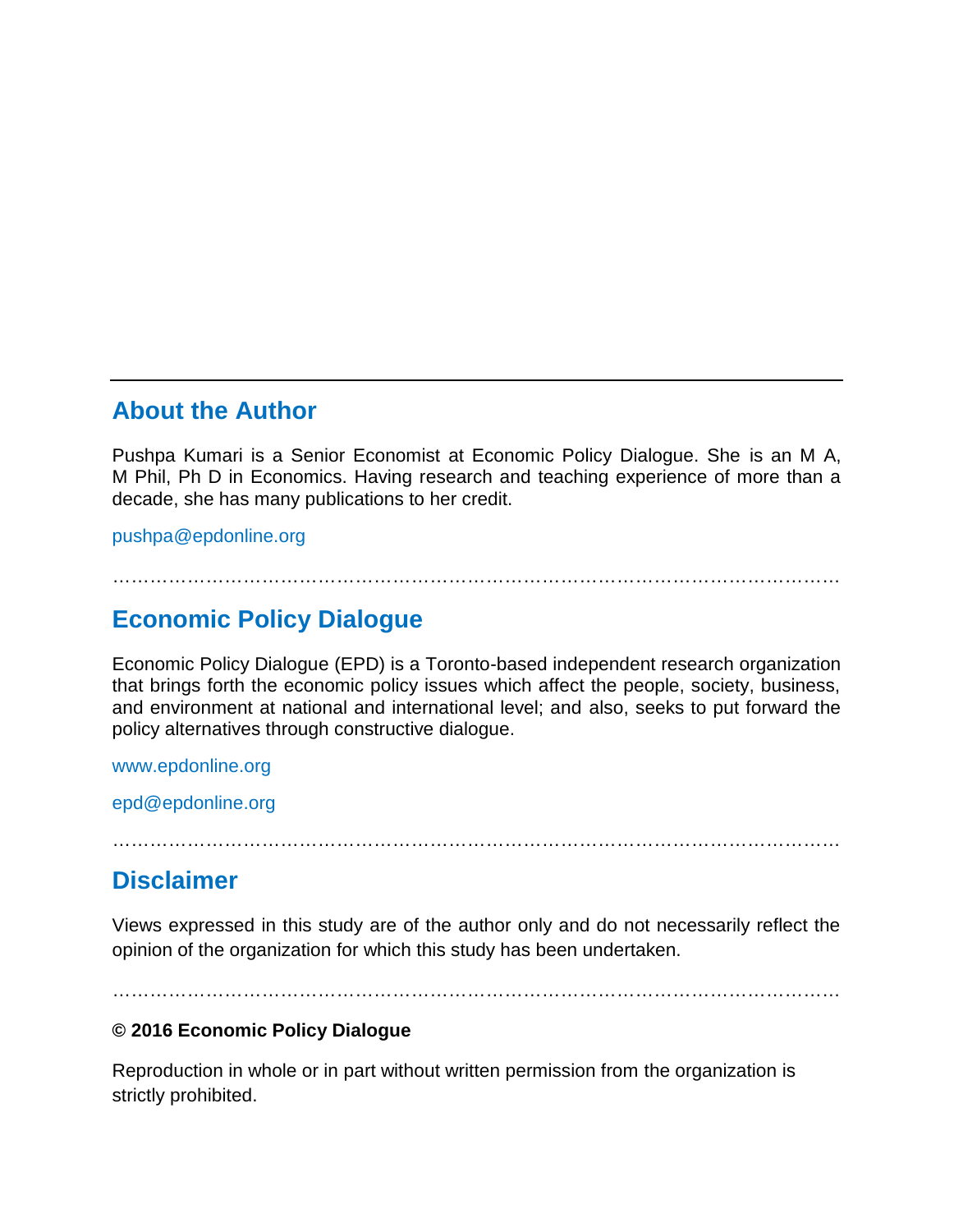---

## About the Author

Pushpa Kumari is a Senior Economist at Economic Policy Dialogue. She is an M A, M Phil, Ph D in Economics. Having research and teaching experience of more than a decade, she has many publications to her credit.

pushpa@epdonline.org

…………………………………………………………………………………………………

## Economic Policy Dialogue

Economic Policy Dialogue (EPD) is a Toronto-based independent research organization that brings forth the economic policy issues which affect the people, society, business, and environment at national and international level; and also, seeks to put forward the policy alternatives through constructive dialogue.

www.epdonline.org

epd@epdonline.org

…………………………………………………………………………………………………

## Disclaimer

Views expressed in this study are of the author only and do not necessarily reflect the opinion of the organization for which this study has been undertaken.

…………………………………………………………………………………………………

**© 2016 Economic Policy Dialogue**

Reproduction in whole or in part without written permission from the organization is strictly prohibited.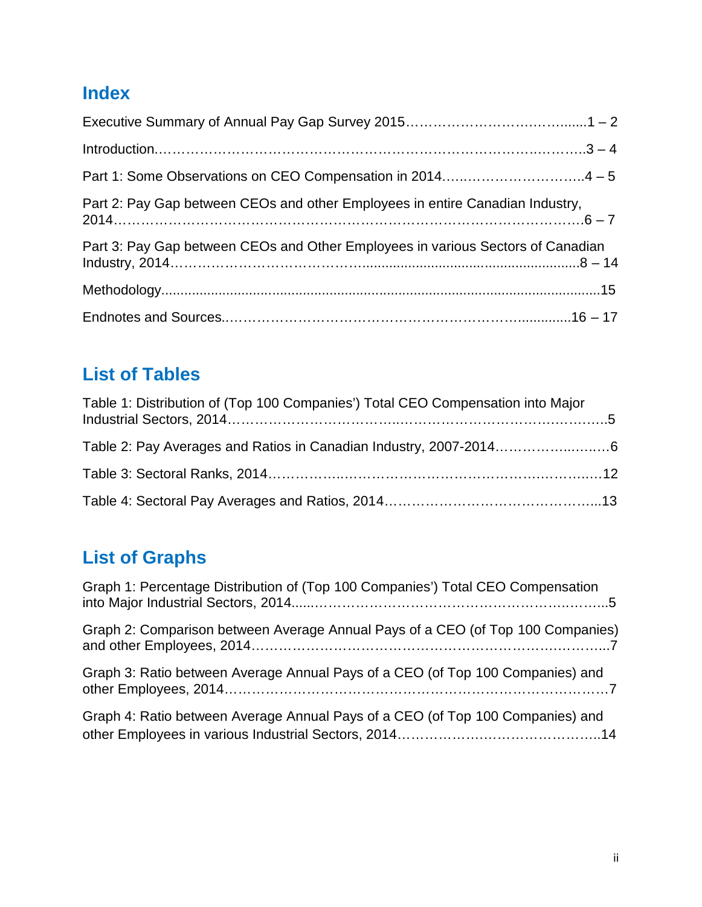## Index

Executive Summary of Annual Pay Gap Survey 2015…………………………….......1 – 2

Introduction…………………………………………………………………………….3 – 4

Part 1: Some Observations on CEO Compensation in 2014………………………..4 – 5

Part 2: Pay Gap between CEOs and other Employees in entire Canadian Industry, 2014………………………………………………………………………………………6 – 7

Part 3: Pay Gap between CEOs and Other Employees in various Sectors of Canadian Industry, 2014………………………………...........................................................8 – 14

Methodology...................................................................................................................15

Endnotes and Sources…………………………………………………………...........16 – 17

## List of Tables

Table 1: Distribution of (Top 100 Companies') Total CEO Compensation into Major Industrial Sectors, 2014……………………………………………………………………..5

Table 2: Pay Averages and Ratios in Canadian Industry, 2007-2014…………………6

Table 3: Sectoral Ranks, 2014…………………………………………………………….12

Table 4: Sectoral Pay Averages and Ratios, 2014……………………………………...13

## List of Graphs

Graph 1: Percentage Distribution of (Top 100 Companies') Total CEO Compensation into Major Industrial Sectors, 2014.......…………………………………………………..5

Graph 2: Comparison between Average Annual Pays of a CEO (of Top 100 Companies) and other Employees, 2014…………………………………………………………………..7

Graph 3: Ratio between Average Annual Pays of a CEO (of Top 100 Companies) and other Employees, 2014…………………………………………………………………….7

Graph 4: Ratio between Average Annual Pays of a CEO (of Top 100 Companies) and other Employees in various Industrial Sectors, 2014……………………………………..14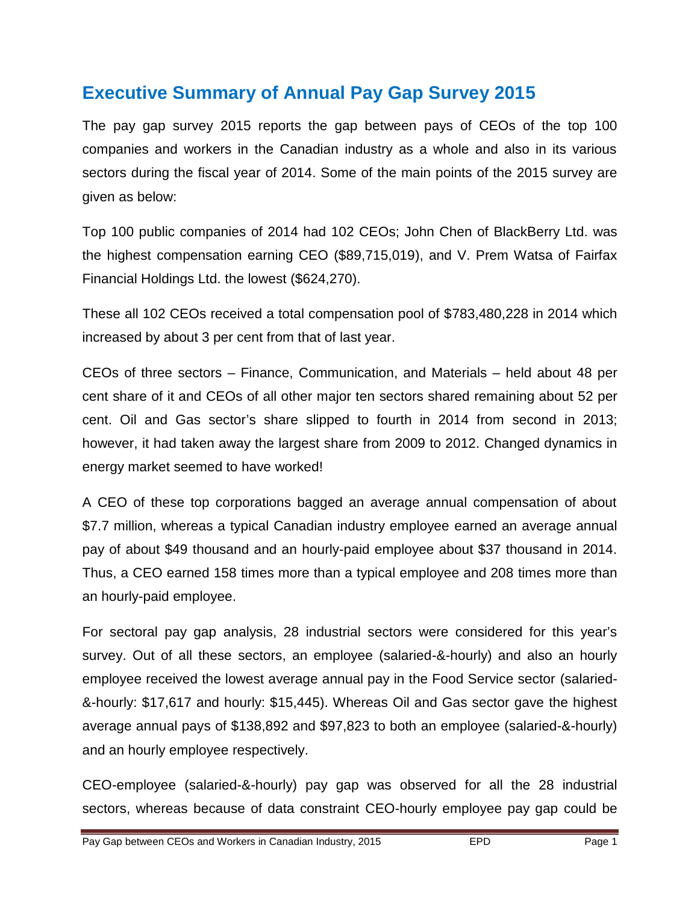## Executive Summary of Annual Pay Gap Survey 2015

The pay gap survey 2015 reports the gap between pays of CEOs of the top 100 companies and workers in the Canadian industry as a whole and also in its various sectors during the fiscal year of 2014. Some of the main points of the 2015 survey are given as below:

Top 100 public companies of 2014 had 102 CEOs; John Chen of BlackBerry Ltd. was the highest compensation earning CEO ($89,715,019), and V. Prem Watsa of Fairfax Financial Holdings Ltd. the lowest ($624,270).

These all 102 CEOs received a total compensation pool of $783,480,228 in 2014 which increased by about 3 per cent from that of last year.

CEOs of three sectors – Finance, Communication, and Materials – held about 48 per cent share of it and CEOs of all other major ten sectors shared remaining about 52 per cent. Oil and Gas sector's share slipped to fourth in 2014 from second in 2013; however, it had taken away the largest share from 2009 to 2012. Changed dynamics in energy market seemed to have worked!

A CEO of these top corporations bagged an average annual compensation of about $7.7 million, whereas a typical Canadian industry employee earned an average annual pay of about $49 thousand and an hourly-paid employee about $37 thousand in 2014. Thus, a CEO earned 158 times more than a typical employee and 208 times more than an hourly-paid employee.

For sectoral pay gap analysis, 28 industrial sectors were considered for this year's survey. Out of all these sectors, an employee (salaried-&-hourly) and also an hourly employee received the lowest average annual pay in the Food Service sector (salaried-&-hourly: $17,617 and hourly: $15,445). Whereas Oil and Gas sector gave the highest average annual pays of $138,892 and $97,823 to both an employee (salaried-&-hourly) and an hourly employee respectively.

CEO-employee (salaried-&-hourly) pay gap was observed for all the 28 industrial sectors, whereas because of data constraint CEO-hourly employee pay gap could be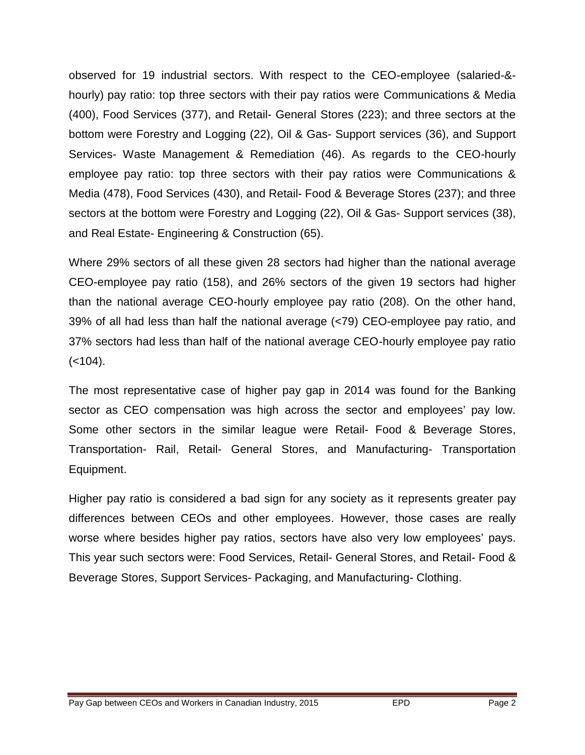observed for 19 industrial sectors. With respect to the CEO-employee (salaried-&-hourly) pay ratio: top three sectors with their pay ratios were Communications & Media (400), Food Services (377), and Retail- General Stores (223); and three sectors at the bottom were Forestry and Logging (22), Oil & Gas- Support services (36), and Support Services- Waste Management & Remediation (46). As regards to the CEO-hourly employee pay ratio: top three sectors with their pay ratios were Communications & Media (478), Food Services (430), and Retail- Food & Beverage Stores (237); and three sectors at the bottom were Forestry and Logging (22), Oil & Gas- Support services (38), and Real Estate- Engineering & Construction (65).

Where 29% sectors of all these given 28 sectors had higher than the national average CEO-employee pay ratio (158), and 26% sectors of the given 19 sectors had higher than the national average CEO-hourly employee pay ratio (208). On the other hand, 39% of all had less than half the national average (<79) CEO-employee pay ratio, and 37% sectors had less than half of the national average CEO-hourly employee pay ratio (<104).

The most representative case of higher pay gap in 2014 was found for the Banking sector as CEO compensation was high across the sector and employees' pay low. Some other sectors in the similar league were Retail- Food & Beverage Stores, Transportation- Rail, Retail- General Stores, and Manufacturing- Transportation Equipment.

Higher pay ratio is considered a bad sign for any society as it represents greater pay differences between CEOs and other employees. However, those cases are really worse where besides higher pay ratios, sectors have also very low employees' pays. This year such sectors were: Food Services, Retail- General Stores, and Retail- Food & Beverage Stores, Support Services- Packaging, and Manufacturing- Clothing.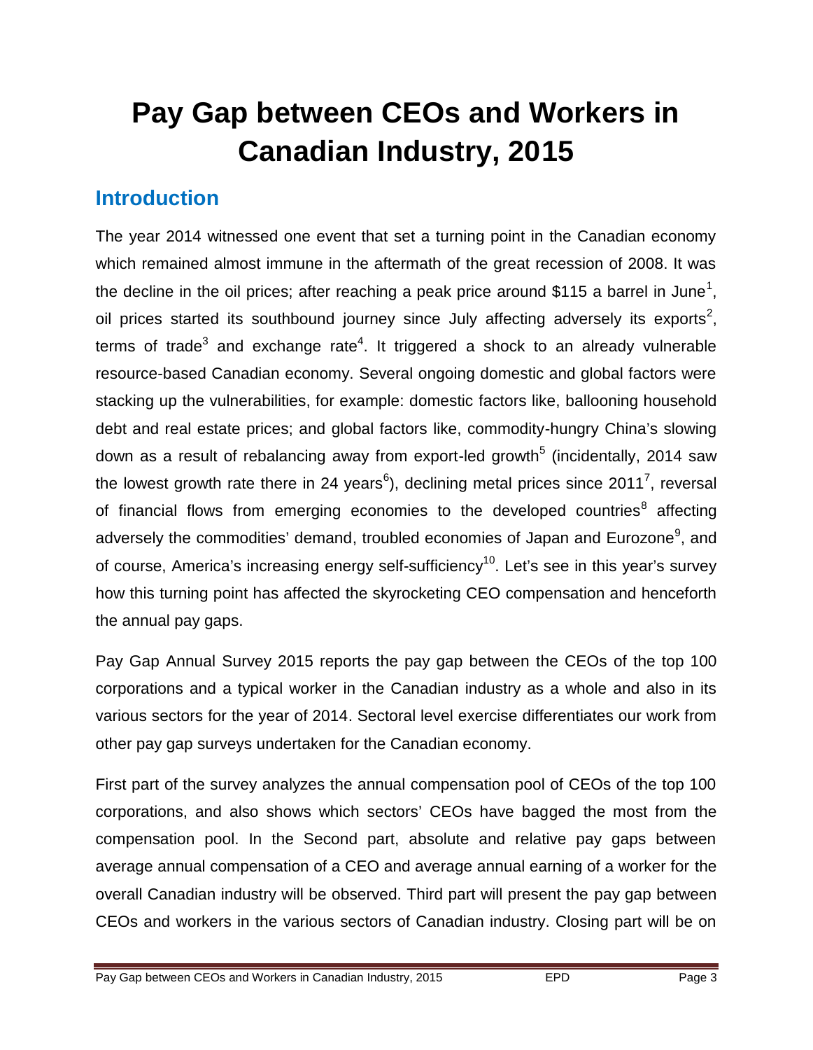# Pay Gap between CEOs and Workers in Canadian Industry, 2015

## Introduction

The year 2014 witnessed one event that set a turning point in the Canadian economy which remained almost immune in the aftermath of the great recession of 2008. It was the decline in the oil prices; after reaching a peak price around $115 a barrel in June[1], oil prices started its southbound journey since July affecting adversely its exports[2], terms of trade[3] and exchange rate[4]. It triggered a shock to an already vulnerable resource-based Canadian economy. Several ongoing domestic and global factors were stacking up the vulnerabilities, for example: domestic factors like, ballooning household debt and real estate prices; and global factors like, commodity-hungry China's slowing down as a result of rebalancing away from export-led growth[5] (incidentally, 2014 saw the lowest growth rate there in 24 years[6]), declining metal prices since 2011[7], reversal of financial flows from emerging economies to the developed countries[8] affecting adversely the commodities' demand, troubled economies of Japan and Eurozone[9], and of course, America's increasing energy self-sufficiency[10]. Let's see in this year's survey how this turning point has affected the skyrocketing CEO compensation and henceforth the annual pay gaps.

Pay Gap Annual Survey 2015 reports the pay gap between the CEOs of the top 100 corporations and a typical worker in the Canadian industry as a whole and also in its various sectors for the year of 2014. Sectoral level exercise differentiates our work from other pay gap surveys undertaken for the Canadian economy.

First part of the survey analyzes the annual compensation pool of CEOs of the top 100 corporations, and also shows which sectors' CEOs have bagged the most from the compensation pool. In the Second part, absolute and relative pay gaps between average annual compensation of a CEO and average annual earning of a worker for the overall Canadian industry will be observed. Third part will present the pay gap between CEOs and workers in the various sectors of Canadian industry. Closing part will be on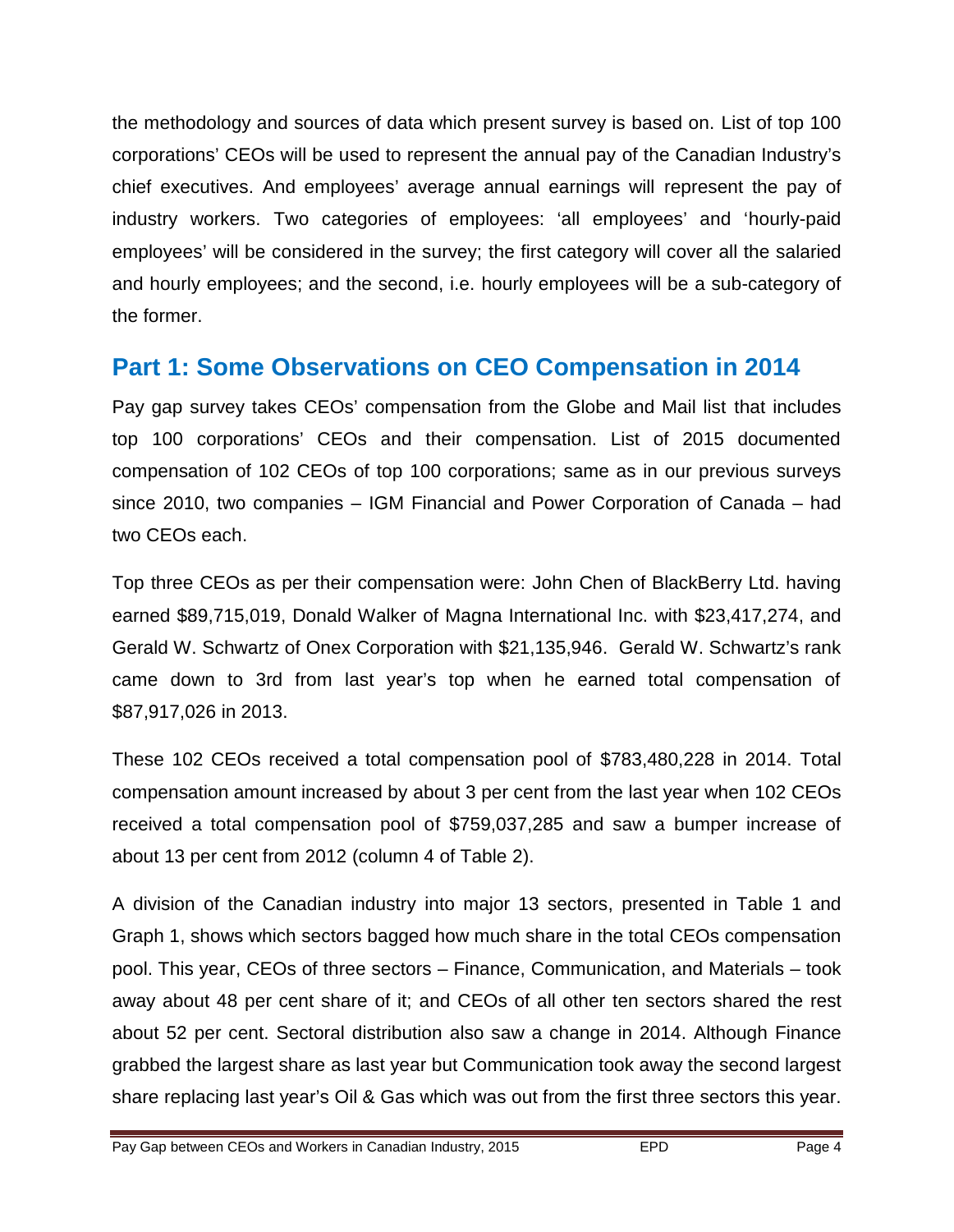the methodology and sources of data which present survey is based on. List of top 100 corporations' CEOs will be used to represent the annual pay of the Canadian Industry's chief executives. And employees' average annual earnings will represent the pay of industry workers. Two categories of employees: 'all employees' and 'hourly-paid employees' will be considered in the survey; the first category will cover all the salaried and hourly employees; and the second, i.e. hourly employees will be a sub-category of the former.

## Part 1: Some Observations on CEO Compensation in 2014

Pay gap survey takes CEOs' compensation from the Globe and Mail list that includes top 100 corporations' CEOs and their compensation. List of 2015 documented compensation of 102 CEOs of top 100 corporations; same as in our previous surveys since 2010, two companies – IGM Financial and Power Corporation of Canada – had two CEOs each.

Top three CEOs as per their compensation were: John Chen of BlackBerry Ltd. having earned $89,715,019, Donald Walker of Magna International Inc. with $23,417,274, and Gerald W. Schwartz of Onex Corporation with $21,135,946. Gerald W. Schwartz's rank came down to 3rd from last year's top when he earned total compensation of $87,917,026 in 2013.

These 102 CEOs received a total compensation pool of $783,480,228 in 2014. Total compensation amount increased by about 3 per cent from the last year when 102 CEOs received a total compensation pool of $759,037,285 and saw a bumper increase of about 13 per cent from 2012 (column 4 of Table 2).

A division of the Canadian industry into major 13 sectors, presented in Table 1 and Graph 1, shows which sectors bagged how much share in the total CEOs compensation pool. This year, CEOs of three sectors – Finance, Communication, and Materials – took away about 48 per cent share of it; and CEOs of all other ten sectors shared the rest about 52 per cent. Sectoral distribution also saw a change in 2014. Although Finance grabbed the largest share as last year but Communication took away the second largest share replacing last year's Oil & Gas which was out from the first three sectors this year.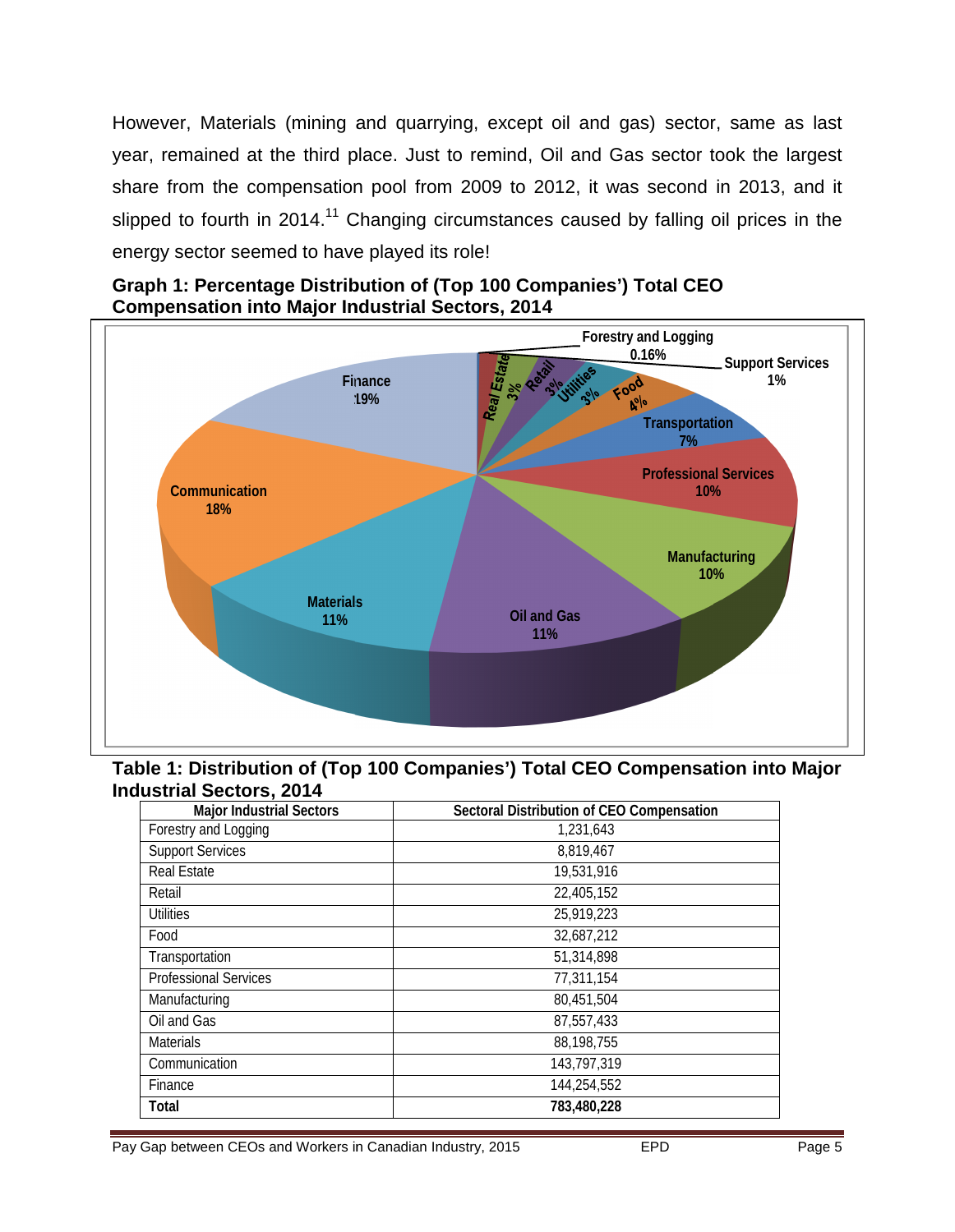However, Materials (mining and quarrying, except oil and gas) sector, same as last year, remained at the third place. Just to remind, Oil and Gas sector took the largest share from the compensation pool from 2009 to 2012, it was second in 2013, and it slipped to fourth in 2014.[11] Changing circumstances caused by falling oil prices in the energy sector seemed to have played its role!

**Graph 1: Percentage Distribution of (Top 100 Companies') Total CEO Compensation into Major Industrial Sectors, 2014**

Forestry and Logging 0.16%
Support Services 1%
Real Estate 3%
Retail 3%
Utilities 3%
Food 4%
Transportation 7%
Professional Services 10%
Manufacturing 10%
Oil and Gas 11%
Materials 11%
Communication 18%
Finance 19%

**Table 1: Distribution of (Top 100 Companies') Total CEO Compensation into Major Industrial Sectors, 2014**

| Major Industrial Sectors | Sectoral Distribution of CEO Compensation |
|---|---|
| Forestry and Logging | 1,231,643 |
| Support Services | 8,819,467 |
| Real Estate | 19,531,916 |
| Retail | 22,405,152 |
| Utilities | 25,919,223 |
| Food | 32,687,212 |
| Transportation | 51,314,898 |
| Professional Services | 77,311,154 |
| Manufacturing | 80,451,504 |
| Oil and Gas | 87,557,433 |
| Materials | 88,198,755 |
| Communication | 143,797,319 |
| Finance | 144,254,552 |
| **Total** | **783,480,228** |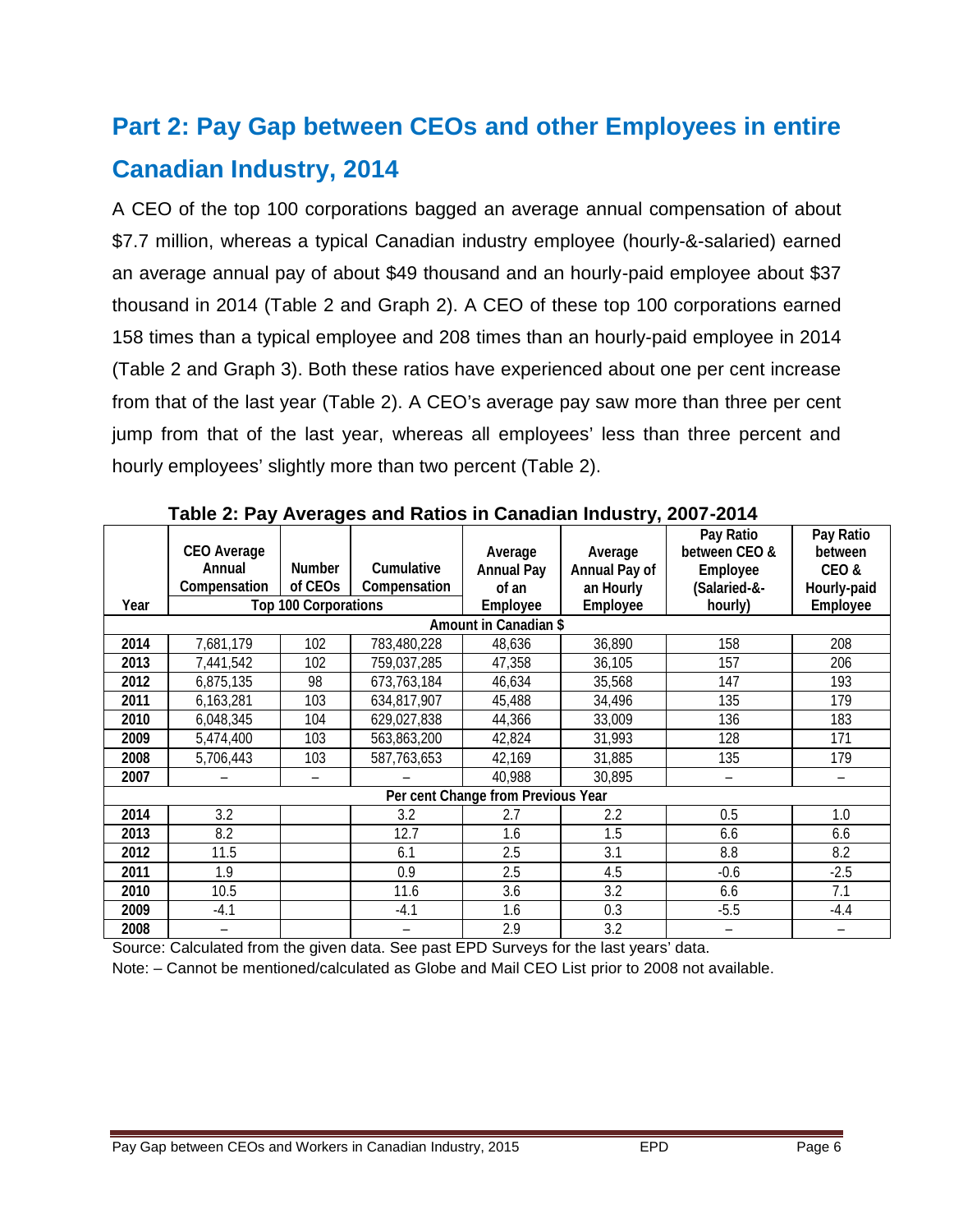## Part 2: Pay Gap between CEOs and other Employees in entire Canadian Industry, 2014

A CEO of the top 100 corporations bagged an average annual compensation of about \$7.7 million, whereas a typical Canadian industry employee (hourly-&-salaried) earned an average annual pay of about \$49 thousand and an hourly-paid employee about \$37 thousand in 2014 (Table 2 and Graph 2). A CEO of these top 100 corporations earned 158 times than a typical employee and 208 times than an hourly-paid employee in 2014 (Table 2 and Graph 3). Both these ratios have experienced about one per cent increase from that of the last year (Table 2). A CEO's average pay saw more than three per cent jump from that of the last year, whereas all employees' less than three percent and hourly employees' slightly more than two percent (Table 2).

**Table 2: Pay Averages and Ratios in Canadian Industry, 2007-2014**

| Year | CEO Average Annual Compensation | Number of CEOs | Cumulative Compensation | Average Annual Pay of an Employee | Average Annual Pay of an Hourly Employee | Pay Ratio between CEO & Employee (Salaried-&-hourly) | Pay Ratio between CEO & Hourly-paid Employee |
|---|---|---|---|---|---|---|---|
| | Top 100 Corporations | | | | | | |
| **Amount in Canadian $** | | | | | | | |
| **2014** | 7,681,179 | 102 | 783,480,228 | 48,636 | 36,890 | 158 | 208 |
| **2013** | 7,441,542 | 102 | 759,037,285 | 47,358 | 36,105 | 157 | 206 |
| **2012** | 6,875,135 | 98 | 673,763,184 | 46,634 | 35,568 | 147 | 193 |
| **2011** | 6,163,281 | 103 | 634,817,907 | 45,488 | 34,496 | 135 | 179 |
| **2010** | 6,048,345 | 104 | 629,027,838 | 44,366 | 33,009 | 136 | 183 |
| **2009** | 5,474,400 | 103 | 563,863,200 | 42,824 | 31,993 | 128 | 171 |
| **2008** | 5,706,443 | 103 | 587,763,653 | 42,169 | 31,885 | 135 | 179 |
| **2007** | – | – | – | 40,988 | 30,895 | – | – |
| **Per cent Change from Previous Year** | | | | | | | |
| **2014** | 3.2 | | 3.2 | 2.7 | 2.2 | 0.5 | 1.0 |
| **2013** | 8.2 | | 12.7 | 1.6 | 1.5 | 6.6 | 6.6 |
| **2012** | 11.5 | | 6.1 | 2.5 | 3.1 | 8.8 | 8.2 |
| **2011** | 1.9 | | 0.9 | 2.5 | 4.5 | -0.6 | -2.5 |
| **2010** | 10.5 | | 11.6 | 3.6 | 3.2 | 6.6 | 7.1 |
| **2009** | -4.1 | | -4.1 | 1.6 | 0.3 | -5.5 | -4.4 |
| **2008** | – | | – | 2.9 | 3.2 | – | – |

Source: Calculated from the given data. See past EPD Surveys for the last years' data.

Note: – Cannot be mentioned/calculated as Globe and Mail CEO List prior to 2008 not available.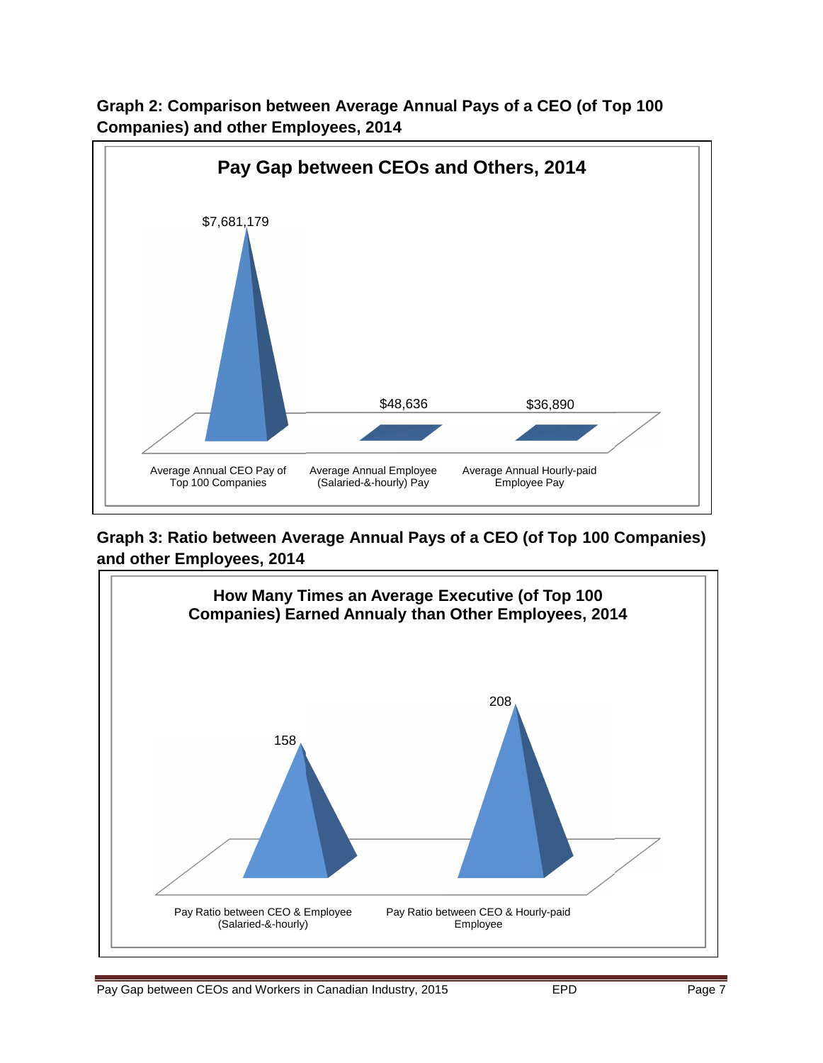**Graph 2: Comparison between Average Annual Pays of a CEO (of Top 100 Companies) and other Employees, 2014**

**Pay Gap between CEOs and Others, 2014**

| | Value |
|---|---|
| Average Annual CEO Pay of Top 100 Companies | $7,681,179 |
| Average Annual Employee (Salaried-&-hourly) Pay | $48,636 |
| Average Annual Hourly-paid Employee Pay | $36,890 |

**Graph 3: Ratio between Average Annual Pays of a CEO (of Top 100 Companies) and other Employees, 2014**

**How Many Times an Average Executive (of Top 100 Companies) Earned Annualy than Other Employees, 2014**

| | Value |
|---|---|
| Pay Ratio between CEO & Employee (Salaried-&-hourly) | 158 |
| Pay Ratio between CEO & Hourly-paid Employee | 208 |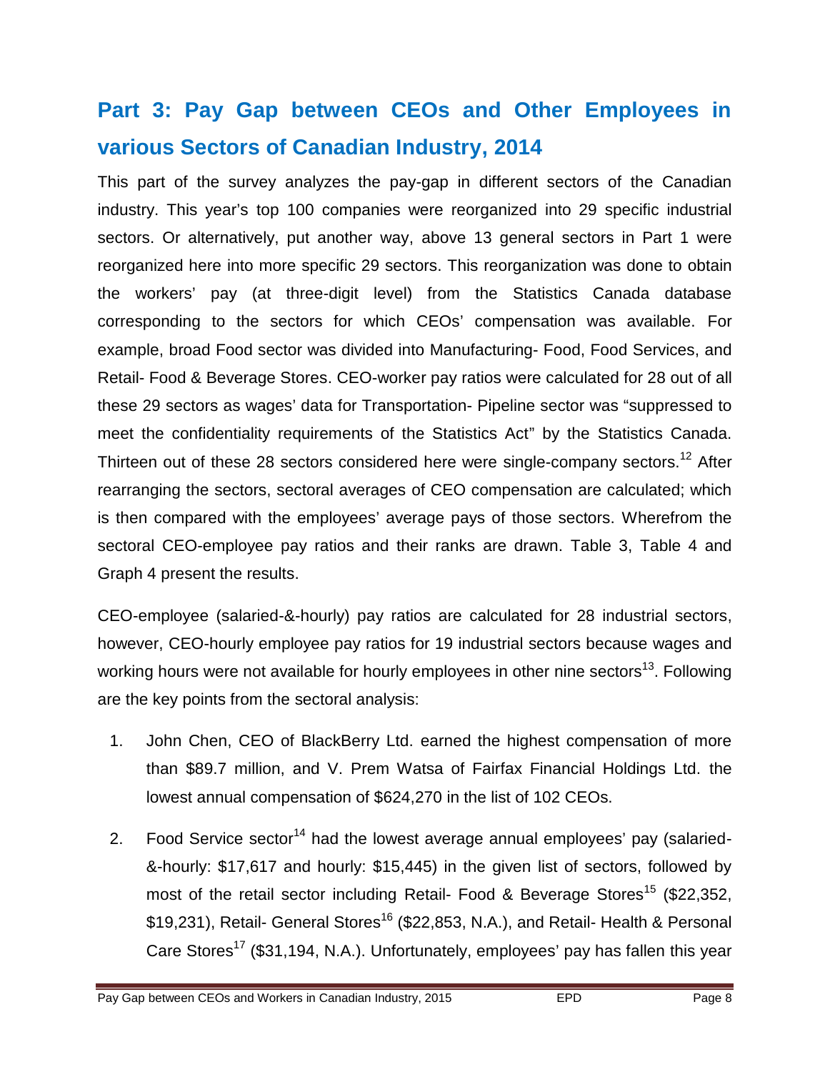## Part 3: Pay Gap between CEOs and Other Employees in various Sectors of Canadian Industry, 2014

This part of the survey analyzes the pay-gap in different sectors of the Canadian industry. This year's top 100 companies were reorganized into 29 specific industrial sectors. Or alternatively, put another way, above 13 general sectors in Part 1 were reorganized here into more specific 29 sectors. This reorganization was done to obtain the workers' pay (at three-digit level) from the Statistics Canada database corresponding to the sectors for which CEOs' compensation was available. For example, broad Food sector was divided into Manufacturing- Food, Food Services, and Retail- Food & Beverage Stores. CEO-worker pay ratios were calculated for 28 out of all these 29 sectors as wages' data for Transportation- Pipeline sector was "suppressed to meet the confidentiality requirements of the Statistics Act" by the Statistics Canada. Thirteen out of these 28 sectors considered here were single-company sectors.[12] After rearranging the sectors, sectoral averages of CEO compensation are calculated; which is then compared with the employees' average pays of those sectors. Wherefrom the sectoral CEO-employee pay ratios and their ranks are drawn. Table 3, Table 4 and Graph 4 present the results.

CEO-employee (salaried-&-hourly) pay ratios are calculated for 28 industrial sectors, however, CEO-hourly employee pay ratios for 19 industrial sectors because wages and working hours were not available for hourly employees in other nine sectors[13]. Following are the key points from the sectoral analysis:

1. John Chen, CEO of BlackBerry Ltd. earned the highest compensation of more than $89.7 million, and V. Prem Watsa of Fairfax Financial Holdings Ltd. the lowest annual compensation of $624,270 in the list of 102 CEOs.

2. Food Service sector[14] had the lowest average annual employees' pay (salaried-&-hourly: $17,617 and hourly: $15,445) in the given list of sectors, followed by most of the retail sector including Retail- Food & Beverage Stores[15] ($22,352, $19,231), Retail- General Stores[16] ($22,853, N.A.), and Retail- Health & Personal Care Stores[17] ($31,194, N.A.). Unfortunately, employees' pay has fallen this year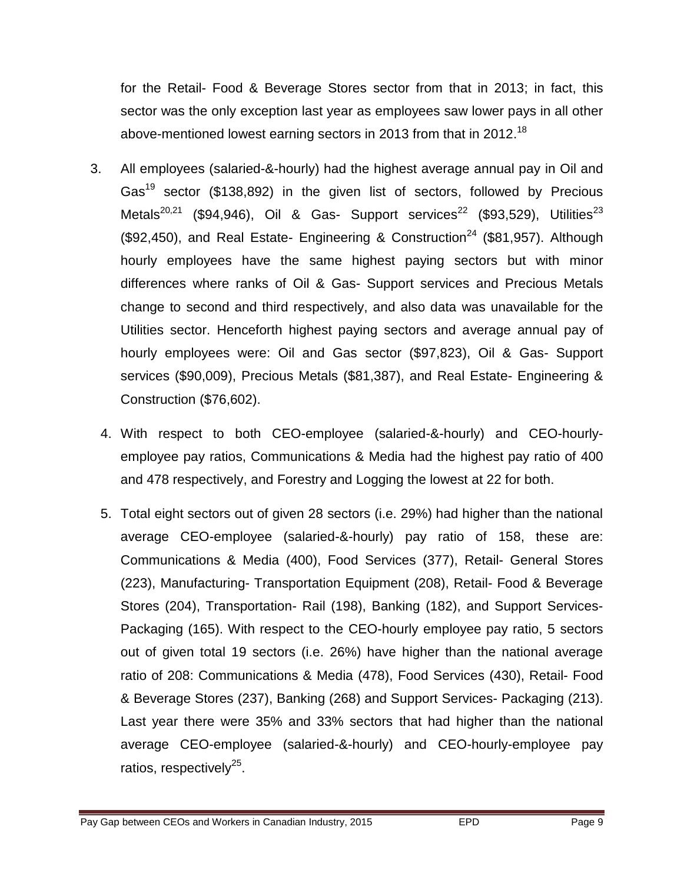for the Retail- Food & Beverage Stores sector from that in 2013; in fact, this sector was the only exception last year as employees saw lower pays in all other above-mentioned lowest earning sectors in 2013 from that in 2012.[18]

3. All employees (salaried-&-hourly) had the highest average annual pay in Oil and Gas[19] sector ($138,892) in the given list of sectors, followed by Precious Metals[20,21] ($94,946), Oil & Gas- Support services[22] ($93,529), Utilities[23] ($92,450), and Real Estate- Engineering & Construction[24] ($81,957). Although hourly employees have the same highest paying sectors but with minor differences where ranks of Oil & Gas- Support services and Precious Metals change to second and third respectively, and also data was unavailable for the Utilities sector. Henceforth highest paying sectors and average annual pay of hourly employees were: Oil and Gas sector ($97,823), Oil & Gas- Support services ($90,009), Precious Metals ($81,387), and Real Estate- Engineering & Construction ($76,602).

4. With respect to both CEO-employee (salaried-&-hourly) and CEO-hourly-employee pay ratios, Communications & Media had the highest pay ratio of 400 and 478 respectively, and Forestry and Logging the lowest at 22 for both.

5. Total eight sectors out of given 28 sectors (i.e. 29%) had higher than the national average CEO-employee (salaried-&-hourly) pay ratio of 158, these are: Communications & Media (400), Food Services (377), Retail- General Stores (223), Manufacturing- Transportation Equipment (208), Retail- Food & Beverage Stores (204), Transportation- Rail (198), Banking (182), and Support Services- Packaging (165). With respect to the CEO-hourly employee pay ratio, 5 sectors out of given total 19 sectors (i.e. 26%) have higher than the national average ratio of 208: Communications & Media (478), Food Services (430), Retail- Food & Beverage Stores (237), Banking (268) and Support Services- Packaging (213). Last year there were 35% and 33% sectors that had higher than the national average CEO-employee (salaried-&-hourly) and CEO-hourly-employee pay ratios, respectively[25].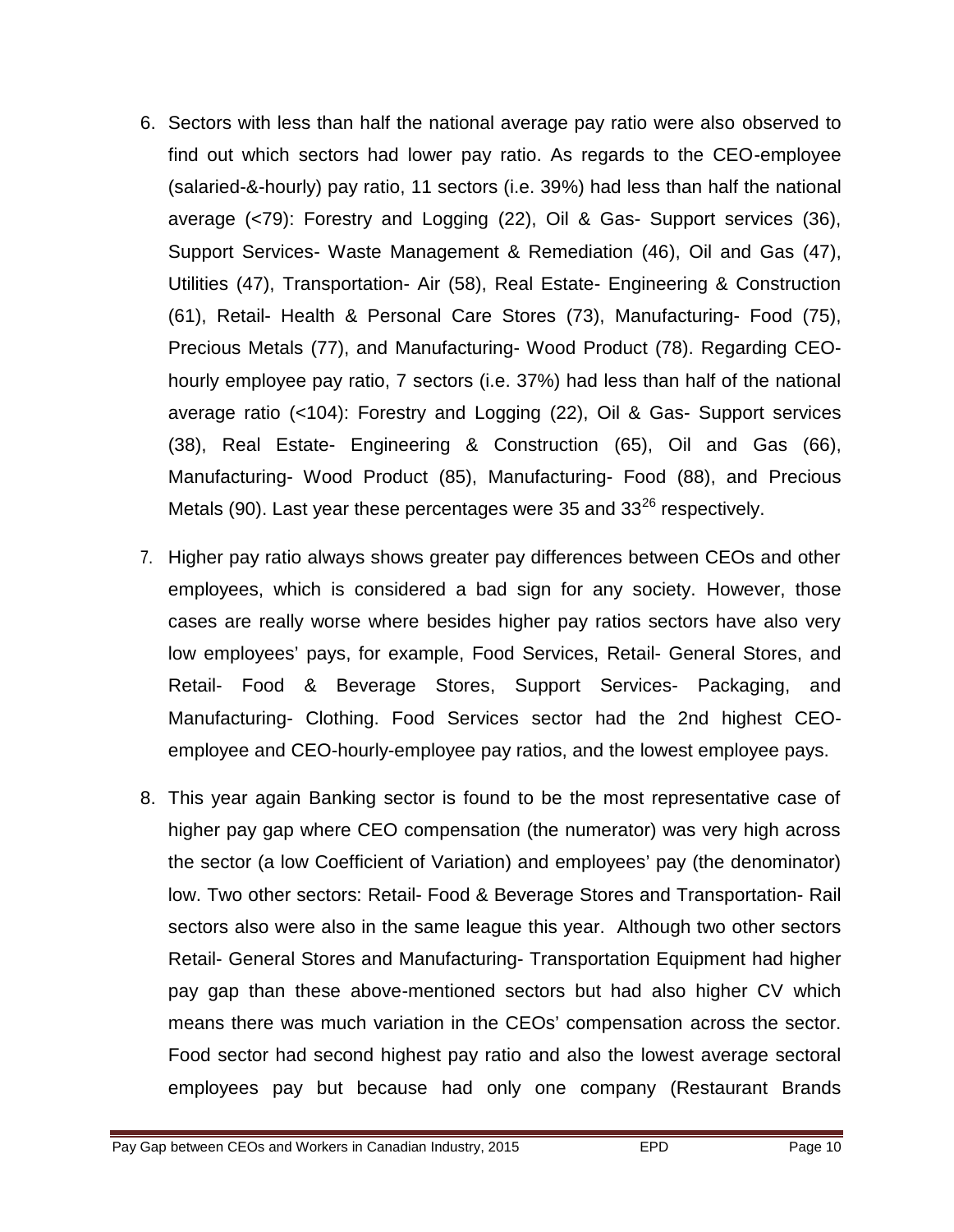6. Sectors with less than half the national average pay ratio were also observed to find out which sectors had lower pay ratio. As regards to the CEO-employee (salaried-&-hourly) pay ratio, 11 sectors (i.e. 39%) had less than half the national average (<79): Forestry and Logging (22), Oil & Gas- Support services (36), Support Services- Waste Management & Remediation (46), Oil and Gas (47), Utilities (47), Transportation- Air (58), Real Estate- Engineering & Construction (61), Retail- Health & Personal Care Stores (73), Manufacturing- Food (75), Precious Metals (77), and Manufacturing- Wood Product (78). Regarding CEO-hourly employee pay ratio, 7 sectors (i.e. 37%) had less than half of the national average ratio (<104): Forestry and Logging (22), Oil & Gas- Support services (38), Real Estate- Engineering & Construction (65), Oil and Gas (66), Manufacturing- Wood Product (85), Manufacturing- Food (88), and Precious Metals (90). Last year these percentages were 35 and 33[26] respectively.

7. Higher pay ratio always shows greater pay differences between CEOs and other employees, which is considered a bad sign for any society. However, those cases are really worse where besides higher pay ratios sectors have also very low employees' pays, for example, Food Services, Retail- General Stores, and Retail- Food & Beverage Stores, Support Services- Packaging, and Manufacturing- Clothing. Food Services sector had the 2nd highest CEO-employee and CEO-hourly-employee pay ratios, and the lowest employee pays.

8. This year again Banking sector is found to be the most representative case of higher pay gap where CEO compensation (the numerator) was very high across the sector (a low Coefficient of Variation) and employees' pay (the denominator) low. Two other sectors: Retail- Food & Beverage Stores and Transportation- Rail sectors also were also in the same league this year. Although two other sectors Retail- General Stores and Manufacturing- Transportation Equipment had higher pay gap than these above-mentioned sectors but had also higher CV which means there was much variation in the CEOs' compensation across the sector. Food sector had second highest pay ratio and also the lowest average sectoral employees pay but because had only one company (Restaurant Brands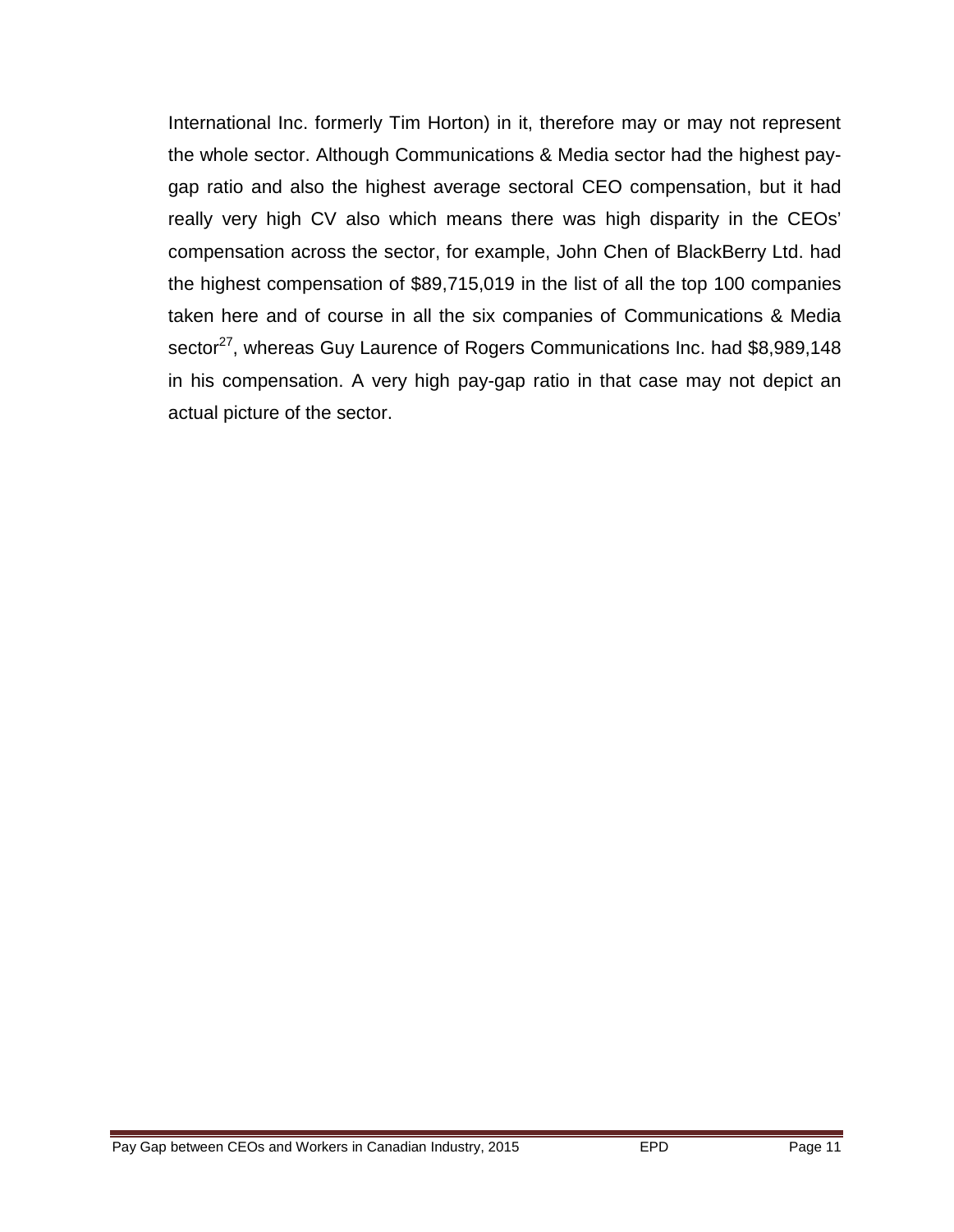International Inc. formerly Tim Horton) in it, therefore may or may not represent the whole sector. Although Communications & Media sector had the highest pay-gap ratio and also the highest average sectoral CEO compensation, but it had really very high CV also which means there was high disparity in the CEOs' compensation across the sector, for example, John Chen of BlackBerry Ltd. had the highest compensation of $89,715,019 in the list of all the top 100 companies taken here and of course in all the six companies of Communications & Media sector[27], whereas Guy Laurence of Rogers Communications Inc. had $8,989,148 in his compensation. A very high pay-gap ratio in that case may not depict an actual picture of the sector.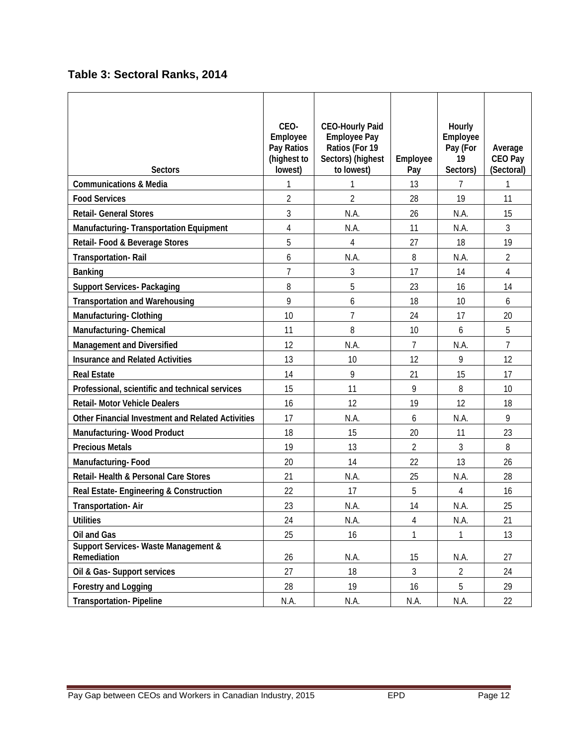## Table 3: Sectoral Ranks, 2014

| Sectors | CEO-Employee Pay Ratios (highest to lowest) | CEO-Hourly Paid Employee Pay Ratios (For 19 Sectors) (highest to lowest) | Employee Pay | Hourly Employee Pay (For 19 Sectors) | Average CEO Pay (Sectoral) |
|---|---|---|---|---|---|
| Communications & Media | 1 | 1 | 13 | 7 | 1 |
| Food Services | 2 | 2 | 28 | 19 | 11 |
| Retail- General Stores | 3 | N.A. | 26 | N.A. | 15 |
| Manufacturing- Transportation Equipment | 4 | N.A. | 11 | N.A. | 3 |
| Retail- Food & Beverage Stores | 5 | 4 | 27 | 18 | 19 |
| Transportation- Rail | 6 | N.A. | 8 | N.A. | 2 |
| Banking | 7 | 3 | 17 | 14 | 4 |
| Support Services- Packaging | 8 | 5 | 23 | 16 | 14 |
| Transportation and Warehousing | 9 | 6 | 18 | 10 | 6 |
| Manufacturing- Clothing | 10 | 7 | 24 | 17 | 20 |
| Manufacturing- Chemical | 11 | 8 | 10 | 6 | 5 |
| Management and Diversified | 12 | N.A. | 7 | N.A. | 7 |
| Insurance and Related Activities | 13 | 10 | 12 | 9 | 12 |
| Real Estate | 14 | 9 | 21 | 15 | 17 |
| Professional, scientific and technical services | 15 | 11 | 9 | 8 | 10 |
| Retail- Motor Vehicle Dealers | 16 | 12 | 19 | 12 | 18 |
| Other Financial Investment and Related Activities | 17 | N.A. | 6 | N.A. | 9 |
| Manufacturing- Wood Product | 18 | 15 | 20 | 11 | 23 |
| Precious Metals | 19 | 13 | 2 | 3 | 8 |
| Manufacturing- Food | 20 | 14 | 22 | 13 | 26 |
| Retail- Health & Personal Care Stores | 21 | N.A. | 25 | N.A. | 28 |
| Real Estate- Engineering & Construction | 22 | 17 | 5 | 4 | 16 |
| Transportation- Air | 23 | N.A. | 14 | N.A. | 25 |
| Utilities | 24 | N.A. | 4 | N.A. | 21 |
| Oil and Gas | 25 | 16 | 1 | 1 | 13 |
| Support Services- Waste Management & Remediation | 26 | N.A. | 15 | N.A. | 27 |
| Oil & Gas- Support services | 27 | 18 | 3 | 2 | 24 |
| Forestry and Logging | 28 | 19 | 16 | 5 | 29 |
| Transportation- Pipeline | N.A. | N.A. | N.A. | N.A. | 22 |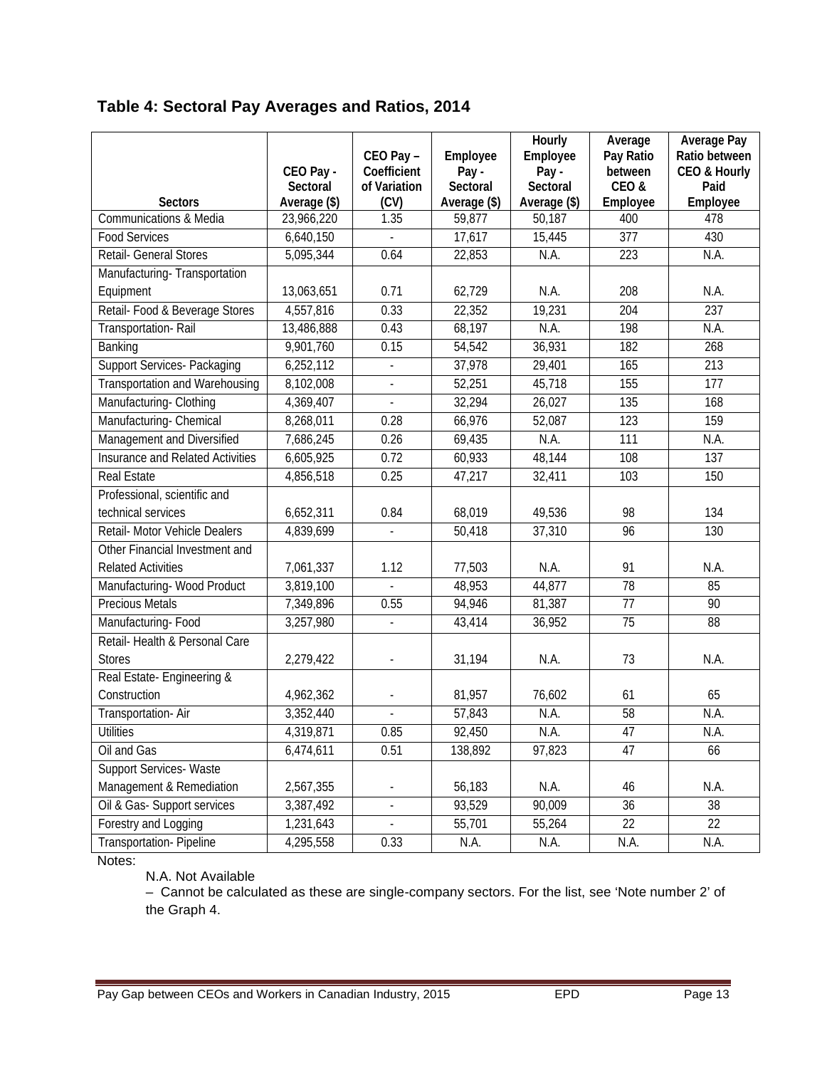## Table 4: Sectoral Pay Averages and Ratios, 2014

| Sectors | CEO Pay - Sectoral Average ($) | CEO Pay – Coefficient of Variation (CV) | Employee Pay - Sectoral Average ($) | Hourly Employee Pay - Sectoral Average ($) | Average Pay Ratio between CEO & Employee | Average Pay Ratio between CEO & Hourly Paid Employee |
|---|---|---|---|---|---|---|
| Communications & Media | 23,966,220 | 1.35 | 59,877 | 50,187 | 400 | 478 |
| Food Services | 6,640,150 | - | 17,617 | 15,445 | 377 | 430 |
| Retail- General Stores | 5,095,344 | 0.64 | 22,853 | N.A. | 223 | N.A. |
| Manufacturing- Transportation Equipment | 13,063,651 | 0.71 | 62,729 | N.A. | 208 | N.A. |
| Retail- Food & Beverage Stores | 4,557,816 | 0.33 | 22,352 | 19,231 | 204 | 237 |
| Transportation- Rail | 13,486,888 | 0.43 | 68,197 | N.A. | 198 | N.A. |
| Banking | 9,901,760 | 0.15 | 54,542 | 36,931 | 182 | 268 |
| Support Services- Packaging | 6,252,112 | - | 37,978 | 29,401 | 165 | 213 |
| Transportation and Warehousing | 8,102,008 | - | 52,251 | 45,718 | 155 | 177 |
| Manufacturing- Clothing | 4,369,407 | - | 32,294 | 26,027 | 135 | 168 |
| Manufacturing- Chemical | 8,268,011 | 0.28 | 66,976 | 52,087 | 123 | 159 |
| Management and Diversified | 7,686,245 | 0.26 | 69,435 | N.A. | 111 | N.A. |
| Insurance and Related Activities | 6,605,925 | 0.72 | 60,933 | 48,144 | 108 | 137 |
| Real Estate | 4,856,518 | 0.25 | 47,217 | 32,411 | 103 | 150 |
| Professional, scientific and technical services | 6,652,311 | 0.84 | 68,019 | 49,536 | 98 | 134 |
| Retail- Motor Vehicle Dealers | 4,839,699 | - | 50,418 | 37,310 | 96 | 130 |
| Other Financial Investment and Related Activities | 7,061,337 | 1.12 | 77,503 | N.A. | 91 | N.A. |
| Manufacturing- Wood Product | 3,819,100 | - | 48,953 | 44,877 | 78 | 85 |
| Precious Metals | 7,349,896 | 0.55 | 94,946 | 81,387 | 77 | 90 |
| Manufacturing- Food | 3,257,980 | - | 43,414 | 36,952 | 75 | 88 |
| Retail- Health & Personal Care Stores | 2,279,422 | - | 31,194 | N.A. | 73 | N.A. |
| Real Estate- Engineering & Construction | 4,962,362 | - | 81,957 | 76,602 | 61 | 65 |
| Transportation- Air | 3,352,440 | - | 57,843 | N.A. | 58 | N.A. |
| Utilities | 4,319,871 | 0.85 | 92,450 | N.A. | 47 | N.A. |
| Oil and Gas | 6,474,611 | 0.51 | 138,892 | 97,823 | 47 | 66 |
| Support Services- Waste Management & Remediation | 2,567,355 | - | 56,183 | N.A. | 46 | N.A. |
| Oil & Gas- Support services | 3,387,492 | - | 93,529 | 90,009 | 36 | 38 |
| Forestry and Logging | 1,231,643 | - | 55,701 | 55,264 | 22 | 22 |
| Transportation- Pipeline | 4,295,558 | 0.33 | N.A. | N.A. | N.A. | N.A. |

Notes:

N.A. Not Available

– Cannot be calculated as these are single-company sectors. For the list, see 'Note number 2' of the Graph 4.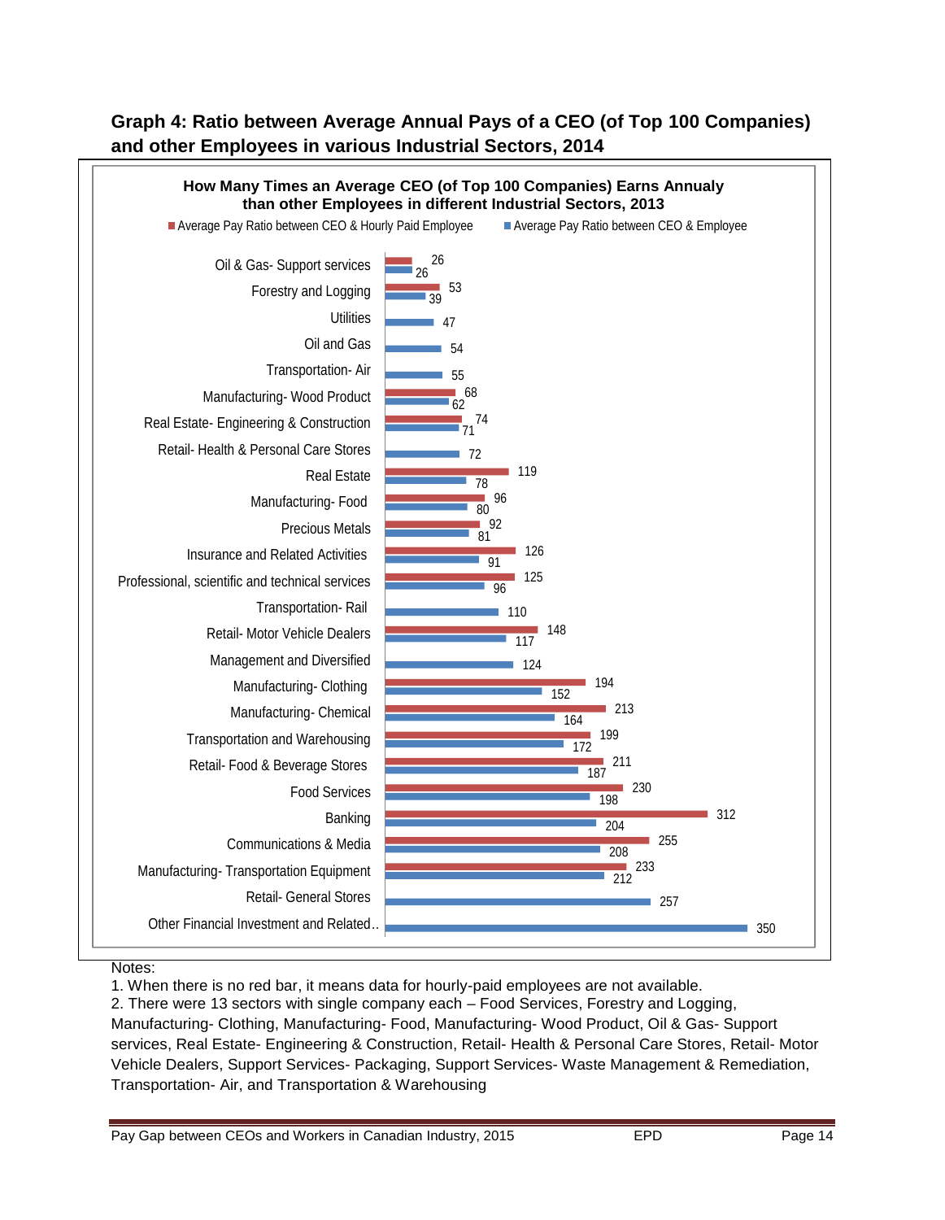**Graph 4: Ratio between Average Annual Pays of a CEO (of Top 100 Companies) and other Employees in various Industrial Sectors, 2014**

**How Many Times an Average CEO (of Top 100 Companies) Earns Annualy than other Employees in different Industrial Sectors, 2013**

| Sector | Average Pay Ratio between CEO & Hourly Paid Employee | Average Pay Ratio between CEO & Employee |
|---|---|---|
| Oil & Gas- Support services | 26 | 26 |
| Forestry and Logging | 53 | 39 |
| Utilities | | 47 |
| Oil and Gas | | 54 |
| Transportation- Air | | 55 |
| Manufacturing- Wood Product | 68 | 62 |
| Real Estate- Engineering & Construction | 74 | 71 |
| Retail- Health & Personal Care Stores | | 72 |
| Real Estate | 119 | 78 |
| Manufacturing- Food | 96 | 80 |
| Precious Metals | 92 | 81 |
| Insurance and Related Activities | 126 | 91 |
| Professional, scientific and technical services | 125 | 96 |
| Transportation- Rail | | 110 |
| Retail- Motor Vehicle Dealers | 148 | 117 |
| Management and Diversified | | 124 |
| Manufacturing- Clothing | 194 | 152 |
| Manufacturing- Chemical | 213 | 164 |
| Transportation and Warehousing | 199 | 172 |
| Retail- Food & Beverage Stores | 211 | 187 |
| Food Services | 230 | 198 |
| Banking | 312 | 204 |
| Communications & Media | 255 | 208 |
| Manufacturing- Transportation Equipment | 233 | 212 |
| Retail- General Stores | | 257 |
| Other Financial Investment and Related.. | | 350 |

Notes:

1. When there is no red bar, it means data for hourly-paid employees are not available.
2. There were 13 sectors with single company each – Food Services, Forestry and Logging, Manufacturing- Clothing, Manufacturing- Food, Manufacturing- Wood Product, Oil & Gas- Support services, Real Estate- Engineering & Construction, Retail- Health & Personal Care Stores, Retail- Motor Vehicle Dealers, Support Services- Packaging, Support Services- Waste Management & Remediation, Transportation- Air, and Transportation & Warehousing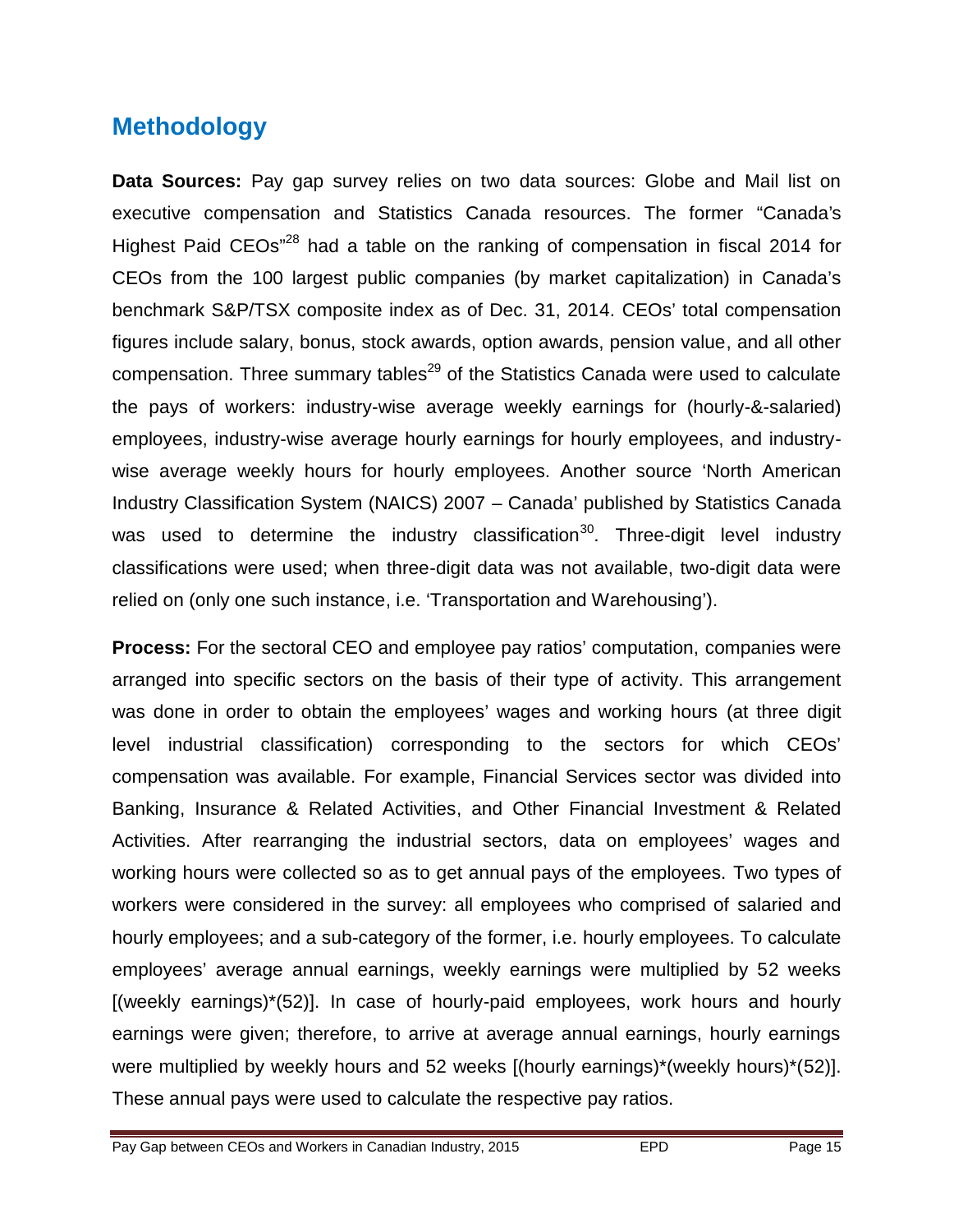## Methodology

**Data Sources:** Pay gap survey relies on two data sources: Globe and Mail list on executive compensation and Statistics Canada resources. The former "Canada's Highest Paid CEOs"[28] had a table on the ranking of compensation in fiscal 2014 for CEOs from the 100 largest public companies (by market capitalization) in Canada's benchmark S&P/TSX composite index as of Dec. 31, 2014. CEOs' total compensation figures include salary, bonus, stock awards, option awards, pension value, and all other compensation. Three summary tables[29] of the Statistics Canada were used to calculate the pays of workers: industry-wise average weekly earnings for (hourly-&-salaried) employees, industry-wise average hourly earnings for hourly employees, and industry-wise average weekly hours for hourly employees. Another source 'North American Industry Classification System (NAICS) 2007 – Canada' published by Statistics Canada was used to determine the industry classification[30]. Three-digit level industry classifications were used; when three-digit data was not available, two-digit data were relied on (only one such instance, i.e. 'Transportation and Warehousing').

**Process:** For the sectoral CEO and employee pay ratios' computation, companies were arranged into specific sectors on the basis of their type of activity. This arrangement was done in order to obtain the employees' wages and working hours (at three digit level industrial classification) corresponding to the sectors for which CEOs' compensation was available. For example, Financial Services sector was divided into Banking, Insurance & Related Activities, and Other Financial Investment & Related Activities. After rearranging the industrial sectors, data on employees' wages and working hours were collected so as to get annual pays of the employees. Two types of workers were considered in the survey: all employees who comprised of salaried and hourly employees; and a sub-category of the former, i.e. hourly employees. To calculate employees' average annual earnings, weekly earnings were multiplied by 52 weeks [(weekly earnings)*(52)]. In case of hourly-paid employees, work hours and hourly earnings were given; therefore, to arrive at average annual earnings, hourly earnings were multiplied by weekly hours and 52 weeks [(hourly earnings)*(weekly hours)*(52)]. These annual pays were used to calculate the respective pay ratios.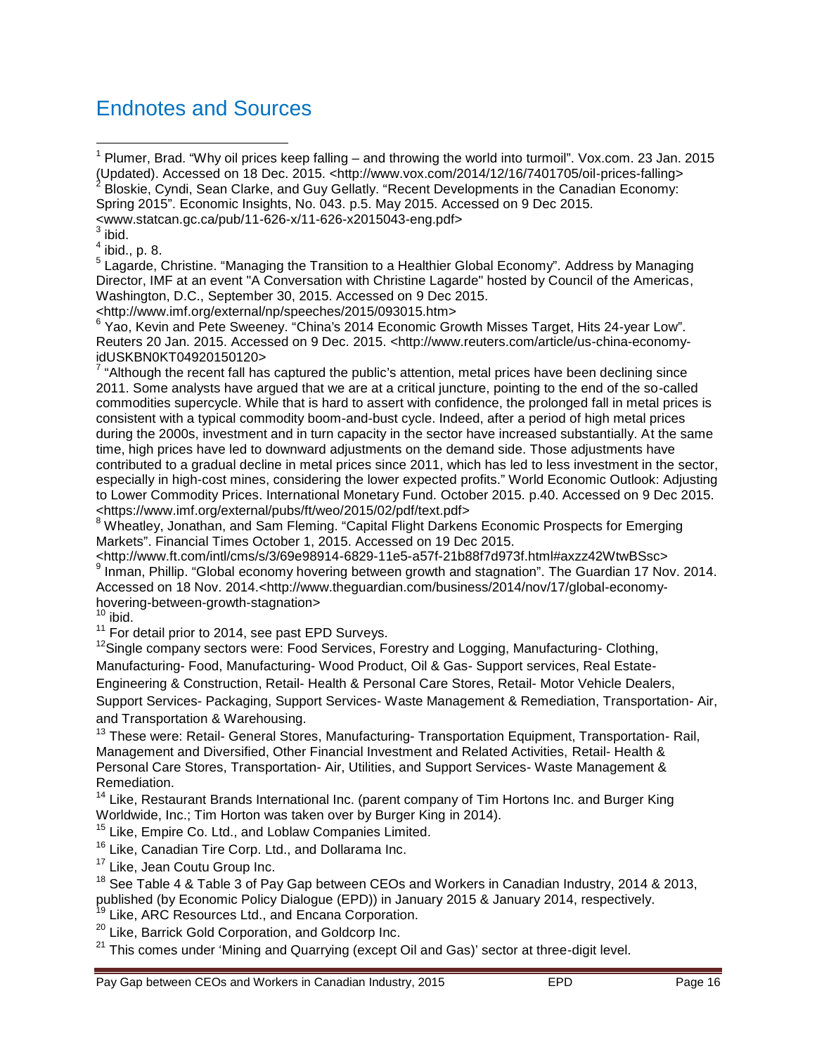# Endnotes and Sources

[1] Plumer, Brad. "Why oil prices keep falling – and throwing the world into turmoil". Vox.com. 23 Jan. 2015 (Updated). Accessed on 18 Dec. 2015. <http://www.vox.com/2014/12/16/7401705/oil-prices-falling>

[2] Bloskie, Cyndi, Sean Clarke, and Guy Gellatly. "Recent Developments in the Canadian Economy: Spring 2015". Economic Insights, No. 043. p.5. May 2015. Accessed on 9 Dec 2015. <www.statcan.gc.ca/pub/11-626-x/11-626-x2015043-eng.pdf>

[3] ibid.

[4] ibid., p. 8.

[5] Lagarde, Christine. "Managing the Transition to a Healthier Global Economy". Address by Managing Director, IMF at an event "A Conversation with Christine Lagarde" hosted by Council of the Americas, Washington, D.C., September 30, 2015. Accessed on 9 Dec 2015. <http://www.imf.org/external/np/speeches/2015/093015.htm>

[6] Yao, Kevin and Pete Sweeney. "China's 2014 Economic Growth Misses Target, Hits 24-year Low". Reuters 20 Jan. 2015. Accessed on 9 Dec. 2015. <http://www.reuters.com/article/us-china-economy-idUSKBN0KT04920150120>

[7] "Although the recent fall has captured the public's attention, metal prices have been declining since 2011. Some analysts have argued that we are at a critical juncture, pointing to the end of the so-called commodities supercycle. While that is hard to assert with confidence, the prolonged fall in metal prices is consistent with a typical commodity boom-and-bust cycle. Indeed, after a period of high metal prices during the 2000s, investment and in turn capacity in the sector have increased substantially. At the same time, high prices have led to downward adjustments on the demand side. Those adjustments have contributed to a gradual decline in metal prices since 2011, which has led to less investment in the sector, especially in high-cost mines, considering the lower expected profits." World Economic Outlook: Adjusting to Lower Commodity Prices. International Monetary Fund. October 2015. p.40. Accessed on 9 Dec 2015. <https://www.imf.org/external/pubs/ft/weo/2015/02/pdf/text.pdf>

[8] Wheatley, Jonathan, and Sam Fleming. "Capital Flight Darkens Economic Prospects for Emerging Markets". Financial Times October 1, 2015. Accessed on 19 Dec 2015. <http://www.ft.com/intl/cms/s/3/69e98914-6829-11e5-a57f-21b88f7d973f.html#axzz42WtwBSsc>

[9] Inman, Phillip. "Global economy hovering between growth and stagnation". The Guardian 17 Nov. 2014. Accessed on 18 Nov. 2014.<http://www.theguardian.com/business/2014/nov/17/global-economy-hovering-between-growth-stagnation>

[10] ibid.

[11] For detail prior to 2014, see past EPD Surveys.

[12] Single company sectors were: Food Services, Forestry and Logging, Manufacturing- Clothing, Manufacturing- Food, Manufacturing- Wood Product, Oil & Gas- Support services, Real Estate- Engineering & Construction, Retail- Health & Personal Care Stores, Retail- Motor Vehicle Dealers, Support Services- Packaging, Support Services- Waste Management & Remediation, Transportation- Air, and Transportation & Warehousing.

[13] These were: Retail- General Stores, Manufacturing- Transportation Equipment, Transportation- Rail, Management and Diversified, Other Financial Investment and Related Activities, Retail- Health & Personal Care Stores, Transportation- Air, Utilities, and Support Services- Waste Management & Remediation.

[14] Like, Restaurant Brands International Inc. (parent company of Tim Hortons Inc. and Burger King Worldwide, Inc.; Tim Horton was taken over by Burger King in 2014).

[15] Like, Empire Co. Ltd., and Loblaw Companies Limited.

[16] Like, Canadian Tire Corp. Ltd., and Dollarama Inc.

[17] Like, Jean Coutu Group Inc.

[18] See Table 4 & Table 3 of Pay Gap between CEOs and Workers in Canadian Industry, 2014 & 2013, published (by Economic Policy Dialogue (EPD)) in January 2015 & January 2014, respectively.

[19] Like, ARC Resources Ltd., and Encana Corporation.

[20] Like, Barrick Gold Corporation, and Goldcorp Inc.

[21] This comes under 'Mining and Quarrying (except Oil and Gas)' sector at three-digit level.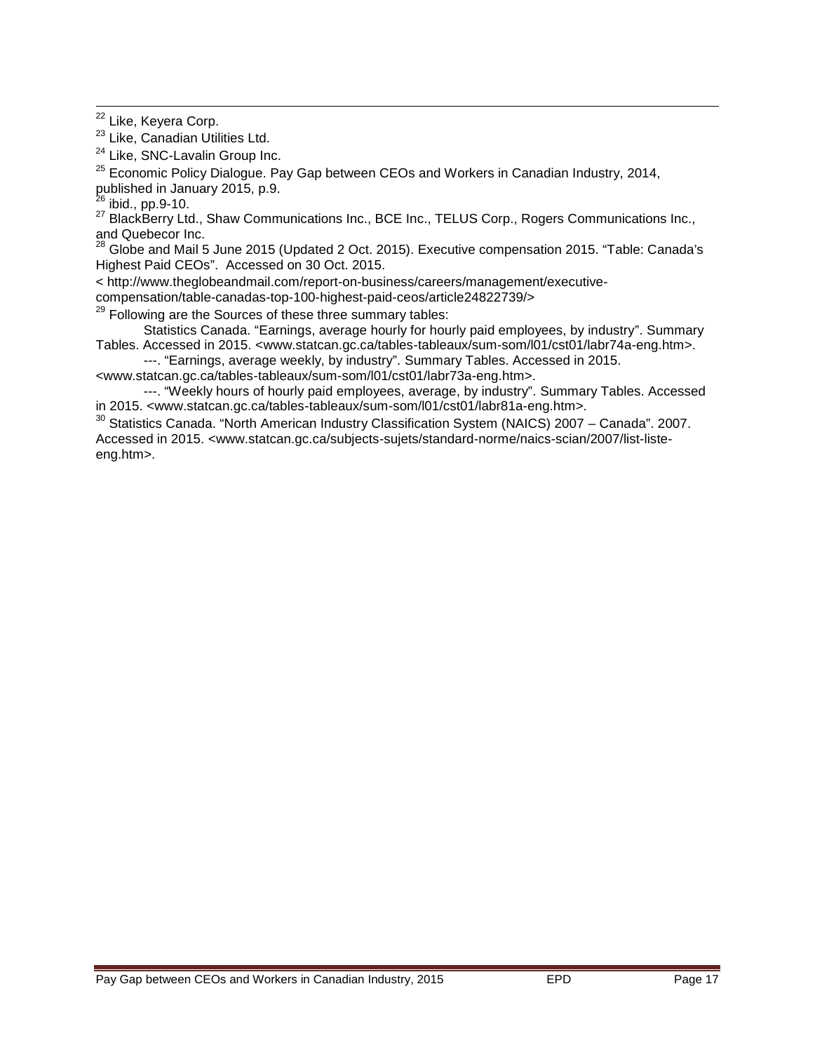[22] Like, Keyera Corp.

[23] Like, Canadian Utilities Ltd.

[24] Like, SNC-Lavalin Group Inc.

[25] Economic Policy Dialogue. Pay Gap between CEOs and Workers in Canadian Industry, 2014, published in January 2015, p.9.

[26] ibid., pp.9-10.

[27] BlackBerry Ltd., Shaw Communications Inc., BCE Inc., TELUS Corp., Rogers Communications Inc., and Quebecor Inc.

[28] Globe and Mail 5 June 2015 (Updated 2 Oct. 2015). Executive compensation 2015. "Table: Canada's Highest Paid CEOs". Accessed on 30 Oct. 2015.
< http://www.theglobeandmail.com/report-on-business/careers/management/executive-compensation/table-canadas-top-100-highest-paid-ceos/article24822739/>

[29] Following are the Sources of these three summary tables:

Statistics Canada. "Earnings, average hourly for hourly paid employees, by industry". Summary Tables. Accessed in 2015. <www.statcan.gc.ca/tables-tableaux/sum-som/l01/cst01/labr74a-eng.htm>.

---. "Earnings, average weekly, by industry". Summary Tables. Accessed in 2015. <www.statcan.gc.ca/tables-tableaux/sum-som/l01/cst01/labr73a-eng.htm>.

---. "Weekly hours of hourly paid employees, average, by industry". Summary Tables. Accessed in 2015. <www.statcan.gc.ca/tables-tableaux/sum-som/l01/cst01/labr81a-eng.htm>.

[30] Statistics Canada. "North American Industry Classification System (NAICS) 2007 – Canada". 2007. Accessed in 2015. <www.statcan.gc.ca/subjects-sujets/standard-norme/naics-scian/2007/list-liste-eng.htm>.